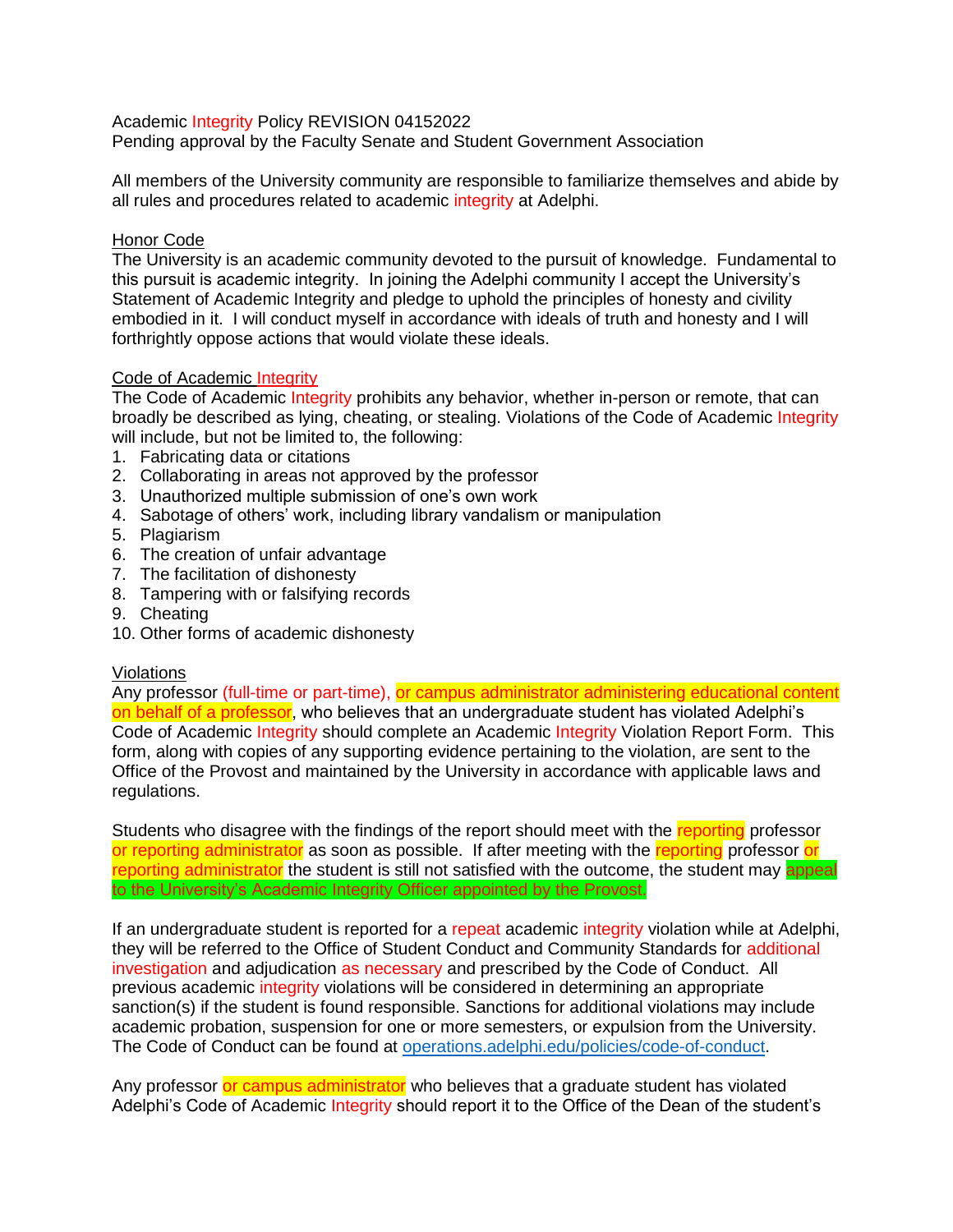Academic Integrity Policy REVISION 04152022

Pending approval by the Faculty Senate and Student Government Association

All members of the University community are responsible to familiarize themselves and abide by all rules and procedures related to academic integrity at Adelphi.

## Honor Code

The University is an academic community devoted to the pursuit of knowledge. Fundamental to this pursuit is academic integrity. In joining the Adelphi community I accept the University's Statement of Academic Integrity and pledge to uphold the principles of honesty and civility embodied in it. I will conduct myself in accordance with ideals of truth and honesty and I will forthrightly oppose actions that would violate these ideals.

## Code of Academic Integrity

The Code of Academic Integrity prohibits any behavior, whether in-person or remote, that can broadly be described as lying, cheating, or stealing. Violations of the Code of Academic Integrity will include, but not be limited to, the following:

1. Fabricating data or citations
2. Collaborating in areas not approved by the professor
3. Unauthorized multiple submission of one's own work
4. Sabotage of others' work, including library vandalism or manipulation
5. Plagiarism
6. The creation of unfair advantage
7. The facilitation of dishonesty
8. Tampering with or falsifying records
9. Cheating
10. Other forms of academic dishonesty

## Violations

Any professor (full-time or part-time), or campus administrator administering educational content on behalf of a professor, who believes that an undergraduate student has violated Adelphi's Code of Academic Integrity should complete an Academic Integrity Violation Report Form. This form, along with copies of any supporting evidence pertaining to the violation, are sent to the Office of the Provost and maintained by the University in accordance with applicable laws and regulations.

Students who disagree with the findings of the report should meet with the reporting professor or reporting administrator as soon as possible. If after meeting with the reporting professor or reporting administrator the student is still not satisfied with the outcome, the student may appeal to the University's Academic Integrity Officer appointed by the Provost.

If an undergraduate student is reported for a repeat academic integrity violation while at Adelphi, they will be referred to the Office of Student Conduct and Community Standards for additional investigation and adjudication as necessary and prescribed by the Code of Conduct. All previous academic integrity violations will be considered in determining an appropriate sanction(s) if the student is found responsible. Sanctions for additional violations may include academic probation, suspension for one or more semesters, or expulsion from the University. The Code of Conduct can be found at operations.adelphi.edu/policies/code-of-conduct.

Any professor or campus administrator who believes that a graduate student has violated Adelphi's Code of Academic Integrity should report it to the Office of the Dean of the student's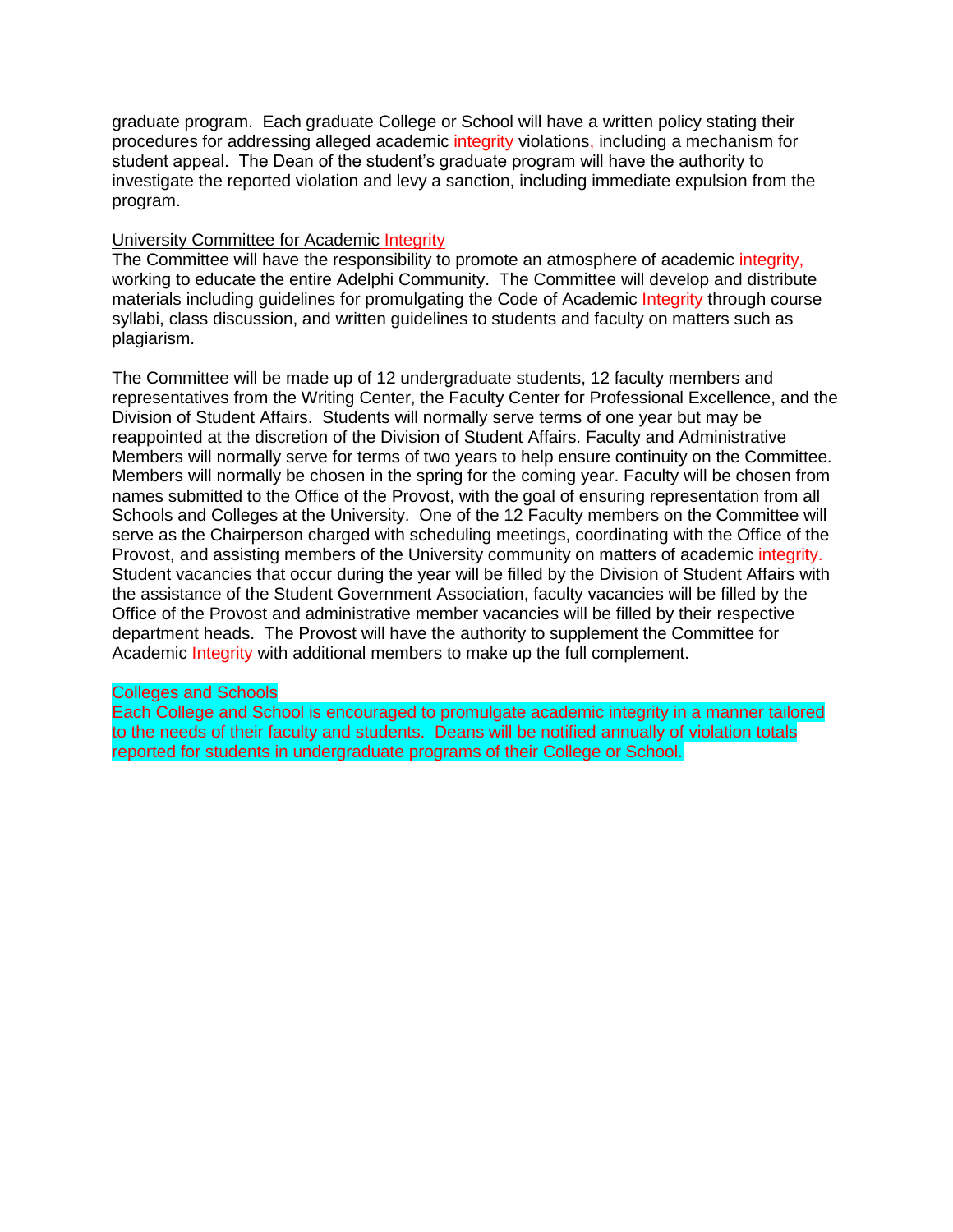graduate program. Each graduate College or School will have a written policy stating their procedures for addressing alleged academic integrity violations, including a mechanism for student appeal. The Dean of the student's graduate program will have the authority to investigate the reported violation and levy a sanction, including immediate expulsion from the program.

## University Committee for Academic Integrity

The Committee will have the responsibility to promote an atmosphere of academic integrity, working to educate the entire Adelphi Community. The Committee will develop and distribute materials including guidelines for promulgating the Code of Academic Integrity through course syllabi, class discussion, and written guidelines to students and faculty on matters such as plagiarism.

The Committee will be made up of 12 undergraduate students, 12 faculty members and representatives from the Writing Center, the Faculty Center for Professional Excellence, and the Division of Student Affairs. Students will normally serve terms of one year but may be reappointed at the discretion of the Division of Student Affairs. Faculty and Administrative Members will normally serve for terms of two years to help ensure continuity on the Committee. Members will normally be chosen in the spring for the coming year. Faculty will be chosen from names submitted to the Office of the Provost, with the goal of ensuring representation from all Schools and Colleges at the University. One of the 12 Faculty members on the Committee will serve as the Chairperson charged with scheduling meetings, coordinating with the Office of the Provost, and assisting members of the University community on matters of academic integrity. Student vacancies that occur during the year will be filled by the Division of Student Affairs with the assistance of the Student Government Association, faculty vacancies will be filled by the Office of the Provost and administrative member vacancies will be filled by their respective department heads. The Provost will have the authority to supplement the Committee for Academic Integrity with additional members to make up the full complement.

## Colleges and Schools

Each College and School is encouraged to promulgate academic integrity in a manner tailored to the needs of their faculty and students. Deans will be notified annually of violation totals reported for students in undergraduate programs of their College or School.